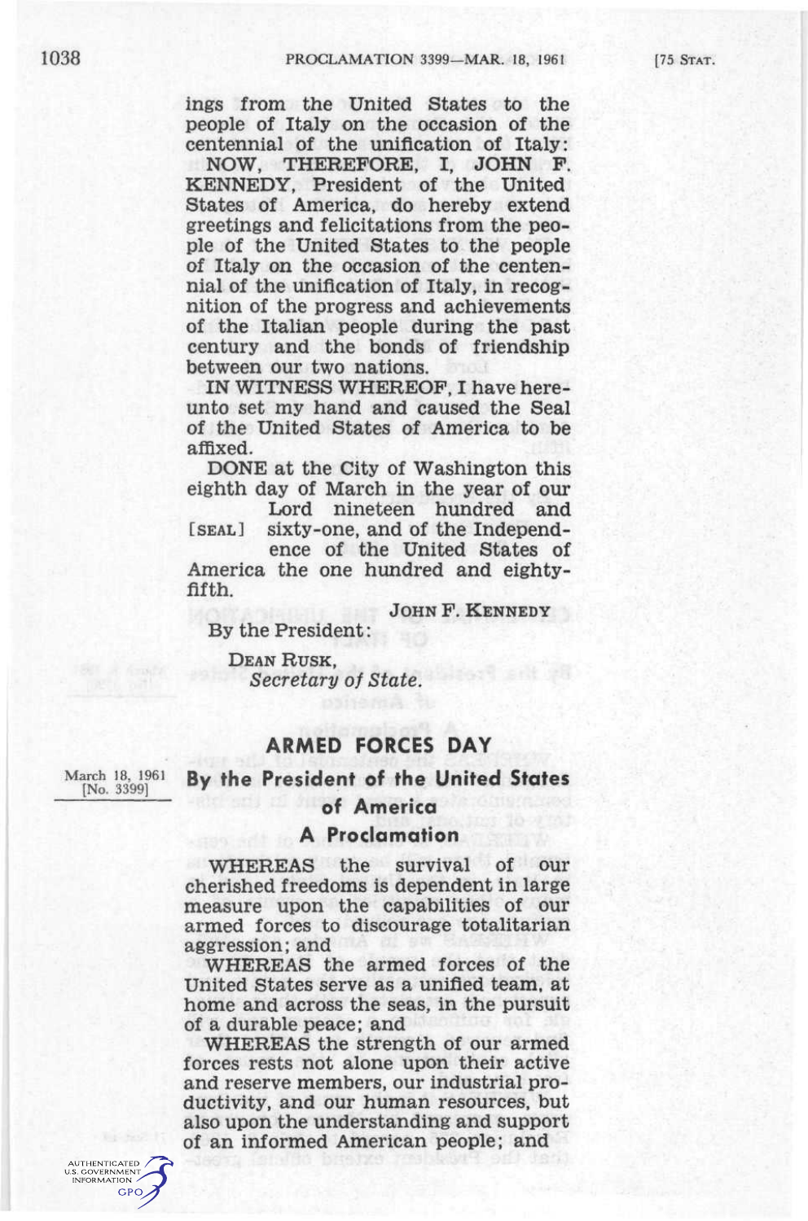ings from the United States to the people of Italy on the occasion of the centennial of the unification of Italy:

NOW, THEREFORE, I, JOHN F. KENNEDY, President of the United States of America, do hereby extend greetings and felicitations from the people of the United States to the people of Italy on the occasion of the centennial of the unification of Italy, in recognition of the progress and achievements of the Italian people during the past century and the bonds of friendship between our two nations.

IN WITNESS WHEREOF, I have hereunto set my hand and caused the Seal of the United States of America to be affixed.

DONE at the City of Washington this eighth day of March in the year of our Lord nineteen hundred and sixty-one, and of the Independence of the United States of America the one hundred and eighty-fifth.

[SEAL]

JOHN F. KENNEDY

By the President:

DEAN RUSK,
*Secretary of State.*

## ARMED FORCES DAY

March 18, 1961
[No. 3399]

### By the President of the United States of America

### A Proclamation

WHEREAS the survival of our cherished freedoms is dependent in large measure upon the capabilities of our armed forces to discourage totalitarian aggression; and

WHEREAS the armed forces of the United States serve as a unified team, at home and across the seas, in the pursuit of a durable peace; and

WHEREAS the strength of our armed forces rests not alone upon their active and reserve members, our industrial productivity, and our human resources, but also upon the understanding and support of an informed American people; and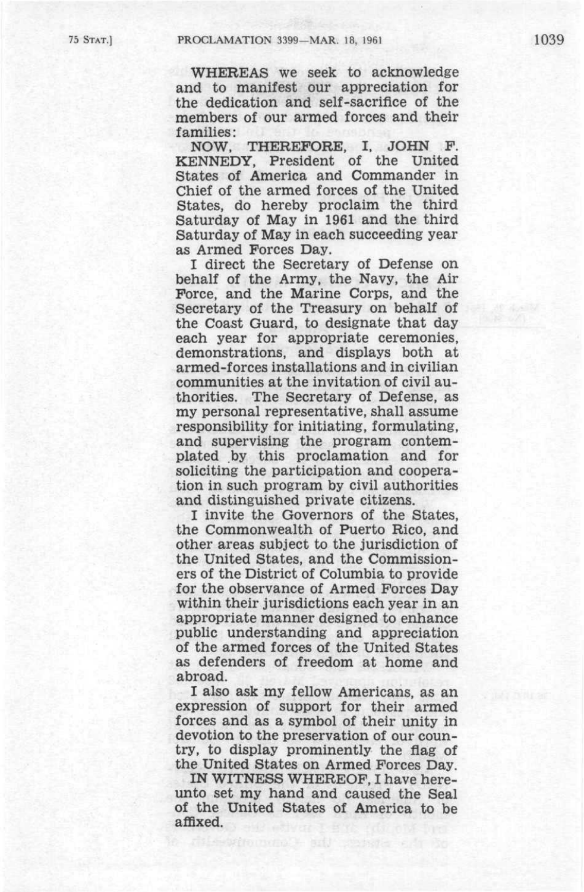WHEREAS we seek to acknowledge and to manifest our appreciation for the dedication and self-sacrifice of the members of our armed forces and their families:

NOW, THEREFORE, I, JOHN F. KENNEDY, President of the United States of America and Commander in Chief of the armed forces of the United States, do hereby proclaim the third Saturday of May in 1961 and the third Saturday of May in each succeeding year as Armed Forces Day.

I direct the Secretary of Defense on behalf of the Army, the Navy, the Air Force, and the Marine Corps, and the Secretary of the Treasury on behalf of the Coast Guard, to designate that day each year for appropriate ceremonies, demonstrations, and displays both at armed-forces installations and in civilian communities at the invitation of civil authorities. The Secretary of Defense, as my personal representative, shall assume responsibility for initiating, formulating, and supervising the program contemplated by this proclamation and for soliciting the participation and cooperation in such program by civil authorities and distinguished private citizens.

I invite the Governors of the States, the Commonwealth of Puerto Rico, and other areas subject to the jurisdiction of the United States, and the Commissioners of the District of Columbia to provide for the observance of Armed Forces Day within their jurisdictions each year in an appropriate manner designed to enhance public understanding and appreciation of the armed forces of the United States as defenders of freedom at home and abroad.

I also ask my fellow Americans, as an expression of support for their armed forces and as a symbol of their unity in devotion to the preservation of our country, to display prominently the flag of the United States on Armed Forces Day.

IN WITNESS WHEREOF, I have hereunto set my hand and caused the Seal of the United States of America to be affixed.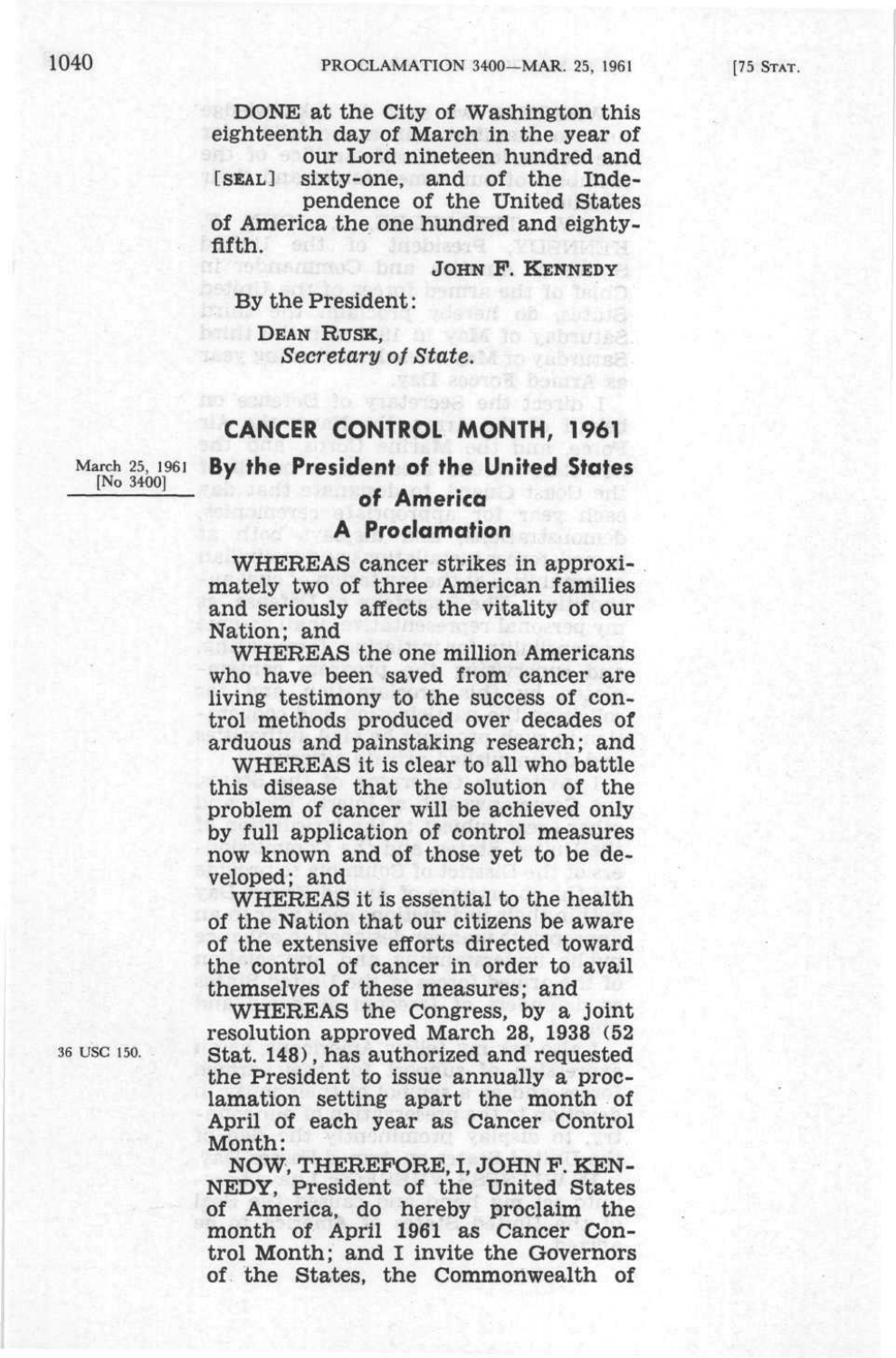DONE at the City of Washington this eighteenth day of March in the year of our Lord nineteen hundred and [SEAL] sixty-one, and of the Independence of the United States of America the one hundred and eighty-fifth.

JOHN F. KENNEDY

By the President:

DEAN RUSK,
*Secretary of State.*

## CANCER CONTROL MONTH, 1961

March 25, 1961
[No 3400]

### By the President of the United States of America

### A Proclamation

WHEREAS cancer strikes in approximately two of three American families and seriously affects the vitality of our Nation; and

WHEREAS the one million Americans who have been saved from cancer are living testimony to the success of control methods produced over decades of arduous and painstaking research; and

WHEREAS it is clear to all who battle this disease that the solution of the problem of cancer will be achieved only by full application of control measures now known and of those yet to be developed; and

WHEREAS it is essential to the health of the Nation that our citizens be aware of the extensive efforts directed toward the control of cancer in order to avail themselves of these measures; and

WHEREAS the Congress, by a joint resolution approved March 28, 1938 (52 Stat. 148), has authorized and requested the President to issue annually a proclamation setting apart the month of April of each year as Cancer Control Month:

36 USC 150.

NOW, THEREFORE, I, JOHN F. KENNEDY, President of the United States of America, do hereby proclaim the month of April 1961 as Cancer Control Month; and I invite the Governors of the States, the Commonwealth of